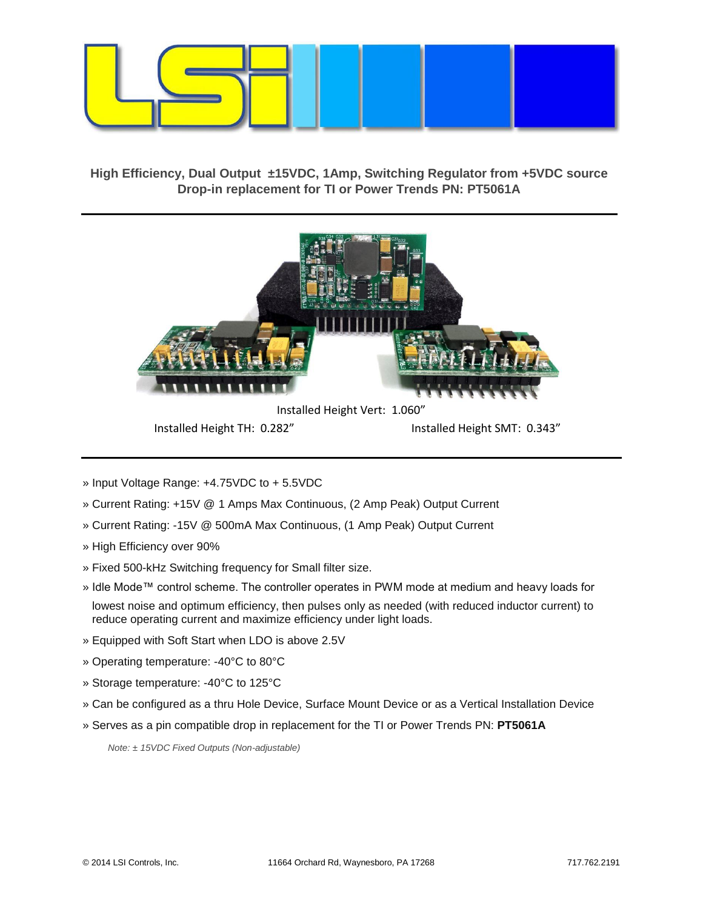**High Efficiency, Dual Output ±15VDC, 1Amp, Switching Regulator from +5VDC source**
**Drop-in replacement for TI or Power Trends PN: PT5061A**

---

Installed Height Vert: 1.060"

Installed Height TH: 0.282"

Installed Height SMT: 0.343"

---

» Input Voltage Range: +4.75VDC to + 5.5VDC

» Current Rating: +15V @ 1 Amps Max Continuous, (2 Amp Peak) Output Current

» Current Rating: -15V @ 500mA Max Continuous, (1 Amp Peak) Output Current

» High Efficiency over 90%

» Fixed 500-kHz Switching frequency for Small filter size.

» Idle Mode™ control scheme. The controller operates in PWM mode at medium and heavy loads for lowest noise and optimum efficiency, then pulses only as needed (with reduced inductor current) to reduce operating current and maximize efficiency under light loads.

» Equipped with Soft Start when LDO is above 2.5V

» Operating temperature: -40°C to 80°C

» Storage temperature: -40°C to 125°C

» Can be configured as a thru Hole Device, Surface Mount Device or as a Vertical Installation Device

» Serves as a pin compatible drop in replacement for the TI or Power Trends PN: **PT5061A**

*Note: ± 15VDC Fixed Outputs (Non-adjustable)*

© 2014 LSI Controls, Inc. 11664 Orchard Rd, Waynesboro, PA 17268 717.762.2191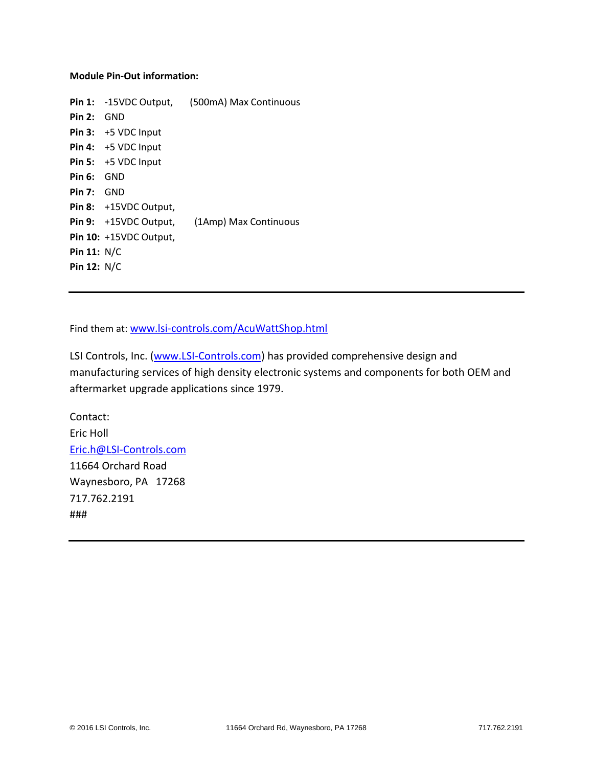**Module Pin-Out information:**

**Pin 1:** -15VDC Output, (500mA) Max Continuous
**Pin 2:** GND
**Pin 3:** +5 VDC Input
**Pin 4:** +5 VDC Input
**Pin 5:** +5 VDC Input
**Pin 6:** GND
**Pin 7:** GND
**Pin 8:** +15VDC Output,
**Pin 9:** +15VDC Output, (1Amp) Max Continuous
**Pin 10:** +15VDC Output,
**Pin 11:** N/C
**Pin 12:** N/C

---

Find them at: [www.lsi-controls.com/AcuWattShop.html](http://www.lsi-controls.com/AcuWattShop.html)

LSI Controls, Inc. ([www.LSI-Controls.com](http://www.LSI-Controls.com)) has provided comprehensive design and manufacturing services of high density electronic systems and components for both OEM and aftermarket upgrade applications since 1979.

Contact:
Eric Holl
[Eric.h@LSI-Controls.com](mailto:Eric.h@LSI-Controls.com)
11664 Orchard Road
Waynesboro, PA 17268
717.762.2191
###

---